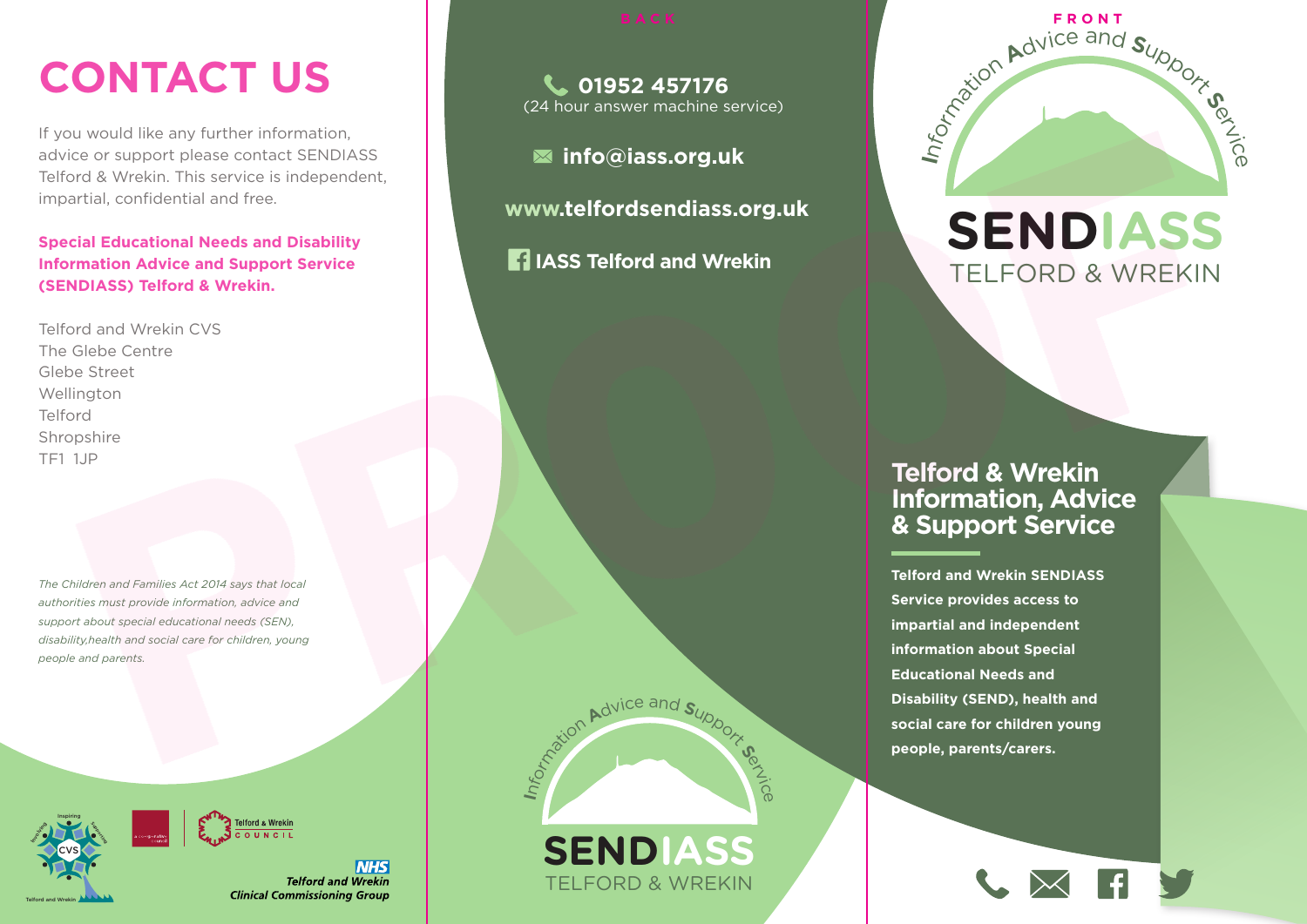# CONTACT US

If you would like any further information, advice or support please contact SENDIASS Telford & Wrekin. This service is independent, impartial, confidential and free.

**Special Educational Needs and Disability Information Advice and Support Service (SENDIASS) Telford & Wrekin.**

Telford and Wrekin CVS
The Glebe Centre
Glebe Street
Wellington
Telford
Shropshire
TF1 1JP

*The Children and Families Act 2014 says that local authorities must provide information, advice and support about special educational needs (SEN), disability,health and social care for children, young people and parents.*

Telford & Wrekin Council

NHS Telford and Wrekin Clinical Commissioning Group

BACK

**01952 457176**
(24 hour answer machine service)

**info@iass.org.uk**

**www.telfordsendiass.org.uk**

**IASS Telford and Wrekin**

Information Advice and Support Service

SENDIASS TELFORD & WREKIN

FRONT

Information Advice and Support Service

# SENDIASS TELFORD & WREKIN

## Telford & Wrekin Information, Advice & Support Service

**Telford and Wrekin SENDIASS Service provides access to impartial and independent information about Special Educational Needs and Disability (SEND), health and social care for children young people, parents/carers.**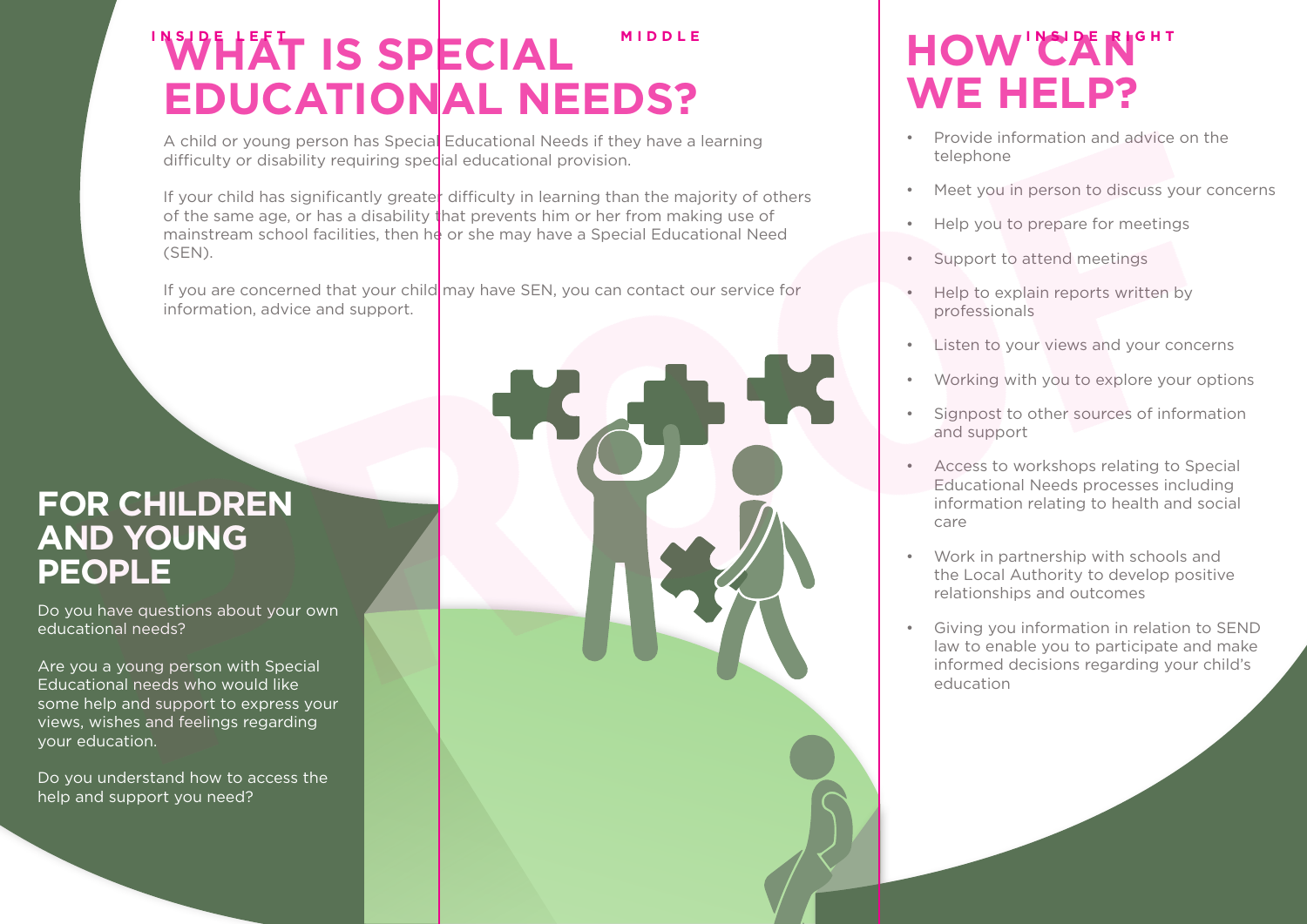# WHAT IS SPECIAL EDUCATIONAL NEEDS?

A child or young person has Special Educational Needs if they have a learning difficulty or disability requiring special educational provision.

If your child has significantly greater difficulty in learning than the majority of others of the same age, or has a disability that prevents him or her from making use of mainstream school facilities, then he or she may have a Special Educational Need (SEN).

If you are concerned that your child may have SEN, you can contact our service for information, advice and support.

# FOR CHILDREN AND YOUNG PEOPLE

Do you have questions about your own educational needs?

Are you a young person with Special Educational needs who would like some help and support to express your views, wishes and feelings regarding your education.

Do you understand how to access the help and support you need?

# HOW CAN WE HELP?

- Provide information and advice on the telephone
- Meet you in person to discuss your concerns
- Help you to prepare for meetings
- Support to attend meetings
- Help to explain reports written by professionals
- Listen to your views and your concerns
- Working with you to explore your options
- Signpost to other sources of information and support
- Access to workshops relating to Special Educational Needs processes including information relating to health and social care
- Work in partnership with schools and the Local Authority to develop positive relationships and outcomes
- Giving you information in relation to SEND law to enable you to participate and make informed decisions regarding your child's education